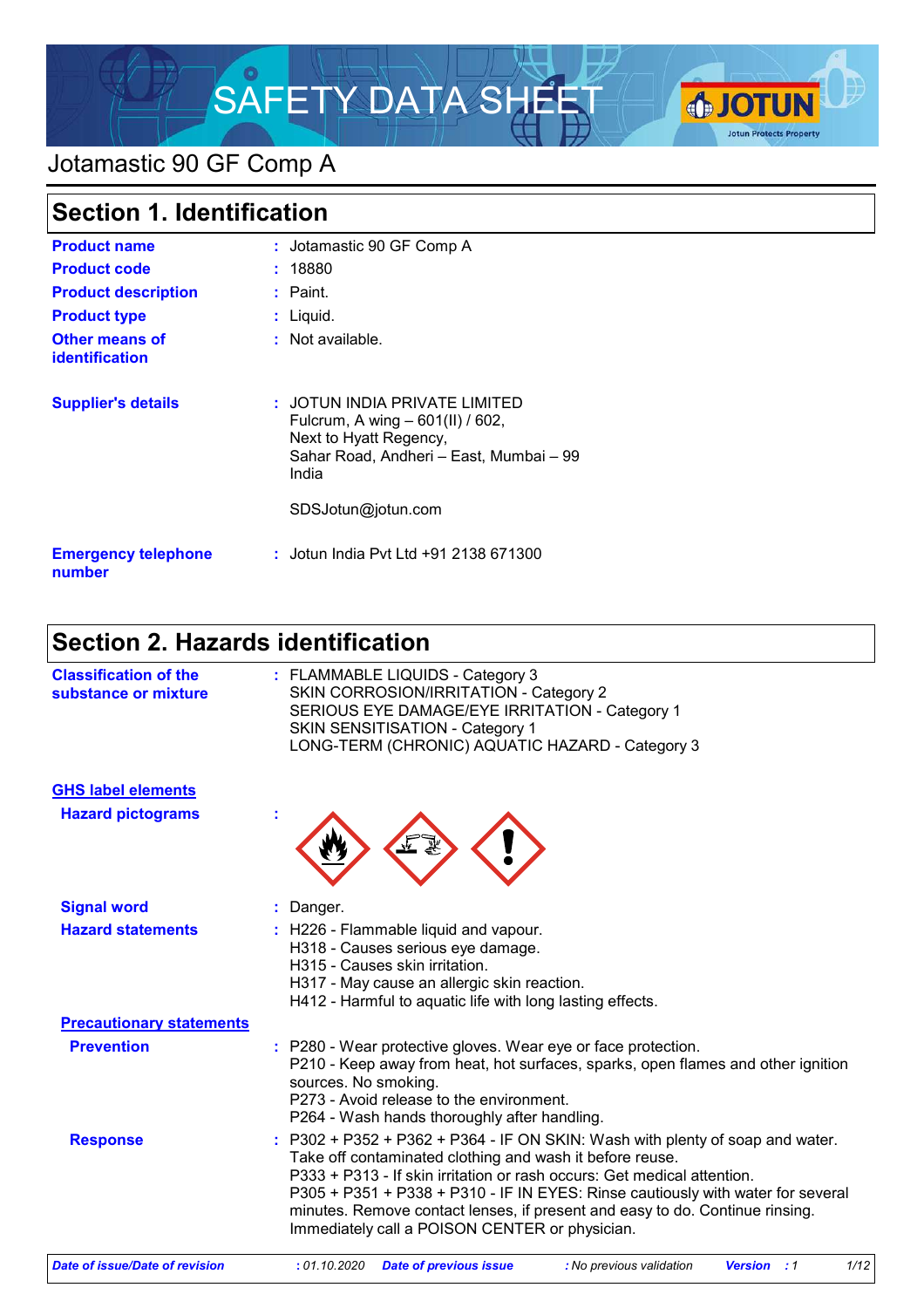# SAFETY DATA SHEET

## Jotamastic 90 GF Comp A

## Section 1. Identification

| | |
|---|---|
| **Product name** | : Jotamastic 90 GF Comp A |
| **Product code** | : 18880 |
| **Product description** | : Paint. |
| **Product type** | : Liquid. |
| **Other means of identification** | : Not available. |
| **Supplier's details** | : JOTUN INDIA PRIVATE LIMITED<br>Fulcrum, A wing – 601(II) / 602,<br>Next to Hyatt Regency,<br>Sahar Road, Andheri – East, Mumbai – 99<br>India<br><br>SDSJotun@jotun.com |
| **Emergency telephone number** | : Jotun India Pvt Ltd +91 2138 671300 |

## Section 2. Hazards identification

**Classification of the substance or mixture** : FLAMMABLE LIQUIDS - Category 3
SKIN CORROSION/IRRITATION - Category 2
SERIOUS EYE DAMAGE/EYE IRRITATION - Category 1
SKIN SENSITISATION - Category 1
LONG-TERM (CHRONIC) AQUATIC HAZARD - Category 3

**GHS label elements**

**Hazard pictograms** :

**Signal word** : Danger.

**Hazard statements** : H226 - Flammable liquid and vapour.
H318 - Causes serious eye damage.
H315 - Causes skin irritation.
H317 - May cause an allergic skin reaction.
H412 - Harmful to aquatic life with long lasting effects.

**Precautionary statements**

**Prevention** : P280 - Wear protective gloves. Wear eye or face protection.
P210 - Keep away from heat, hot surfaces, sparks, open flames and other ignition sources. No smoking.
P273 - Avoid release to the environment.
P264 - Wash hands thoroughly after handling.

**Response** : P302 + P352 + P362 + P364 - IF ON SKIN: Wash with plenty of soap and water. Take off contaminated clothing and wash it before reuse.
P333 + P313 - If skin irritation or rash occurs: Get medical attention.
P305 + P351 + P338 + P310 - IF IN EYES: Rinse cautiously with water for several minutes. Remove contact lenses, if present and easy to do. Continue rinsing. Immediately call a POISON CENTER or physician.

*Date of issue/Date of revision* : 01.10.2020 *Date of previous issue* : No previous validation *Version* : 1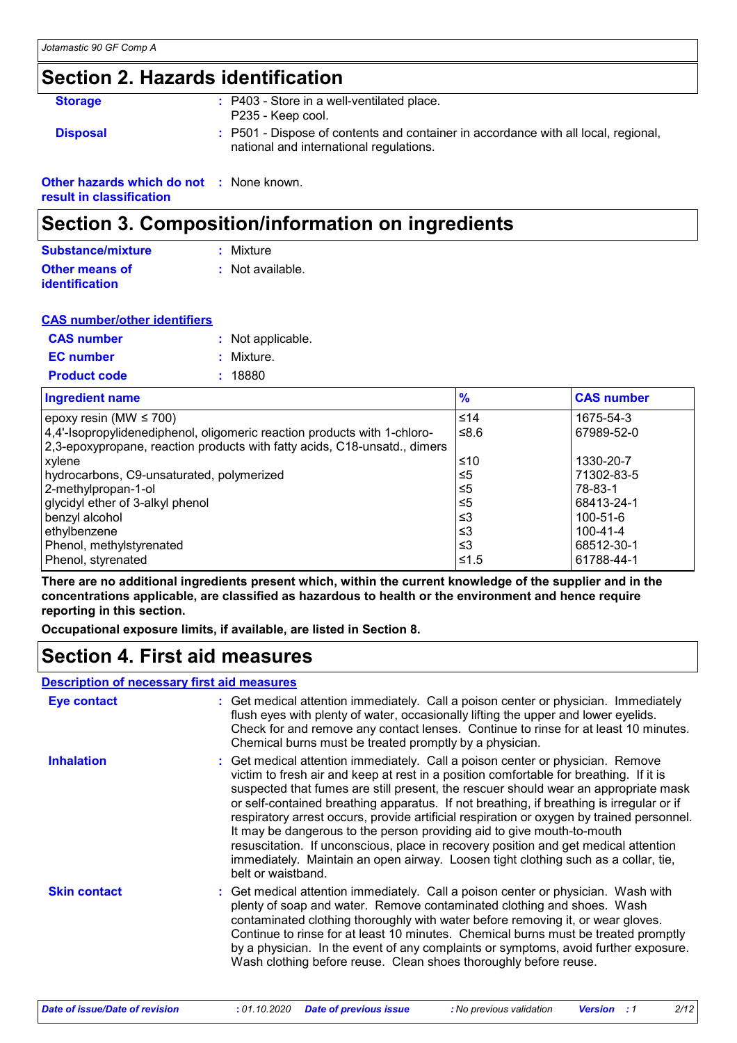## Section 2. Hazards identification

**Storage** : P403 - Store in a well-ventilated place.
P235 - Keep cool.

**Disposal** : P501 - Dispose of contents and container in accordance with all local, regional, national and international regulations.

**Other hazards which do not result in classification** : None known.

## Section 3. Composition/information on ingredients

**Substance/mixture** : Mixture

**Other means of identification** : Not available.

**CAS number/other identifiers**

**CAS number** : Not applicable.

**EC number** : Mixture.

**Product code** : 18880

| Ingredient name | % | CAS number |
|---|---|---|
| epoxy resin (MW ≤ 700) | ≤14 | 1675-54-3 |
| 4,4'-Isopropylidenediphenol, oligomeric reaction products with 1-chloro-2,3-epoxypropane, reaction products with fatty acids, C18-unsatd., dimers | ≤8.6 | 67989-52-0 |
| xylene | ≤10 | 1330-20-7 |
| hydrocarbons, C9-unsaturated, polymerized | ≤5 | 71302-83-5 |
| 2-methylpropan-1-ol | ≤5 | 78-83-1 |
| glycidyl ether of 3-alkyl phenol | ≤5 | 68413-24-1 |
| benzyl alcohol | ≤3 | 100-51-6 |
| ethylbenzene | ≤3 | 100-41-4 |
| Phenol, methylstyrenated | ≤3 | 68512-30-1 |
| Phenol, styrenated | ≤1.5 | 61788-44-1 |

**There are no additional ingredients present which, within the current knowledge of the supplier and in the concentrations applicable, are classified as hazardous to health or the environment and hence require reporting in this section.**

**Occupational exposure limits, if available, are listed in Section 8.**

## Section 4. First aid measures

**Description of necessary first aid measures**

**Eye contact** : Get medical attention immediately. Call a poison center or physician. Immediately flush eyes with plenty of water, occasionally lifting the upper and lower eyelids. Check for and remove any contact lenses. Continue to rinse for at least 10 minutes. Chemical burns must be treated promptly by a physician.

**Inhalation** : Get medical attention immediately. Call a poison center or physician. Remove victim to fresh air and keep at rest in a position comfortable for breathing. If it is suspected that fumes are still present, the rescuer should wear an appropriate mask or self-contained breathing apparatus. If not breathing, if breathing is irregular or if respiratory arrest occurs, provide artificial respiration or oxygen by trained personnel. It may be dangerous to the person providing aid to give mouth-to-mouth resuscitation. If unconscious, place in recovery position and get medical attention immediately. Maintain an open airway. Loosen tight clothing such as a collar, tie, belt or waistband.

**Skin contact** : Get medical attention immediately. Call a poison center or physician. Wash with plenty of soap and water. Remove contaminated clothing and shoes. Wash contaminated clothing thoroughly with water before removing it, or wear gloves. Continue to rinse for at least 10 minutes. Chemical burns must be treated promptly by a physician. In the event of any complaints or symptoms, avoid further exposure. Wash clothing before reuse. Clean shoes thoroughly before reuse.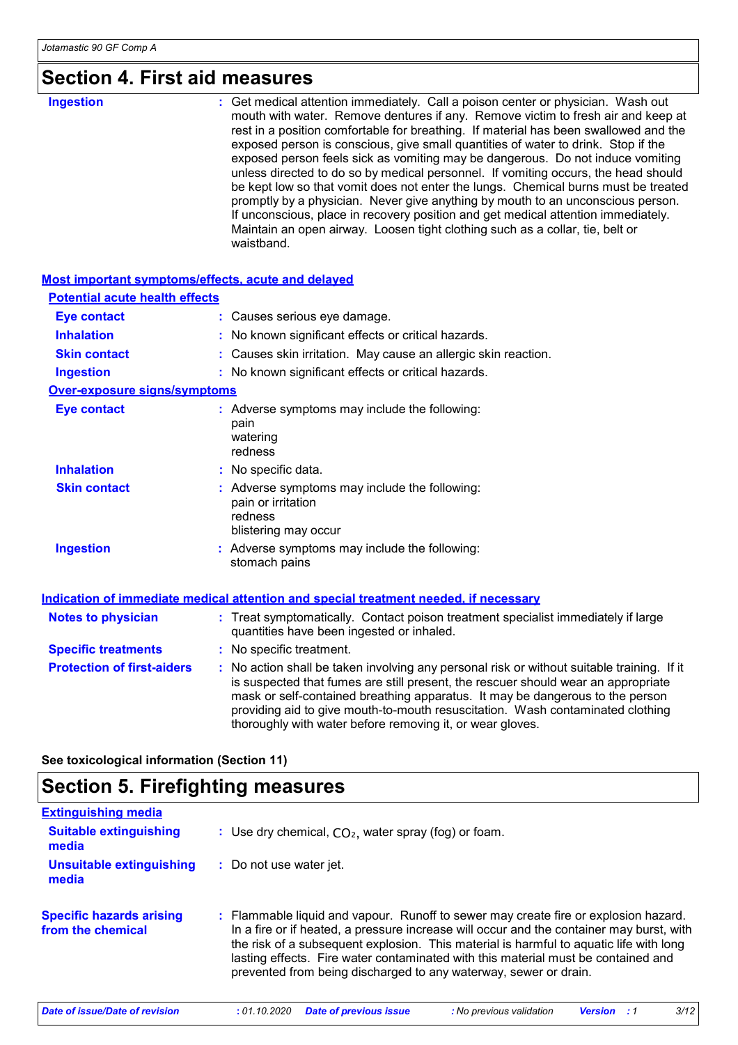# Section 4. First aid measures

**Ingestion** : Get medical attention immediately. Call a poison center or physician. Wash out mouth with water. Remove dentures if any. Remove victim to fresh air and keep at rest in a position comfortable for breathing. If material has been swallowed and the exposed person is conscious, give small quantities of water to drink. Stop if the exposed person feels sick as vomiting may be dangerous. Do not induce vomiting unless directed to do so by medical personnel. If vomiting occurs, the head should be kept low so that vomit does not enter the lungs. Chemical burns must be treated promptly by a physician. Never give anything by mouth to an unconscious person. If unconscious, place in recovery position and get medical attention immediately. Maintain an open airway. Loosen tight clothing such as a collar, tie, belt or waistband.

## Most important symptoms/effects, acute and delayed

### Potential acute health effects

**Eye contact** : Causes serious eye damage.

**Inhalation** : No known significant effects or critical hazards.

**Skin contact** : Causes skin irritation. May cause an allergic skin reaction.

**Ingestion** : No known significant effects or critical hazards.

### Over-exposure signs/symptoms

**Eye contact** : Adverse symptoms may include the following:
pain
watering
redness

**Inhalation** : No specific data.

**Skin contact** : Adverse symptoms may include the following:
pain or irritation
redness
blistering may occur

**Ingestion** : Adverse symptoms may include the following:
stomach pains

## Indication of immediate medical attention and special treatment needed, if necessary

**Notes to physician** : Treat symptomatically. Contact poison treatment specialist immediately if large quantities have been ingested or inhaled.

**Specific treatments** : No specific treatment.

**Protection of first-aiders** : No action shall be taken involving any personal risk or without suitable training. If it is suspected that fumes are still present, the rescuer should wear an appropriate mask or self-contained breathing apparatus. It may be dangerous to the person providing aid to give mouth-to-mouth resuscitation. Wash contaminated clothing thoroughly with water before removing it, or wear gloves.

**See toxicological information (Section 11)**

# Section 5. Firefighting measures

## Extinguishing media

**Suitable extinguishing media** : Use dry chemical, $CO_2$, water spray (fog) or foam.

**Unsuitable extinguishing media** : Do not use water jet.

**Specific hazards arising from the chemical** : Flammable liquid and vapour. Runoff to sewer may create fire or explosion hazard. In a fire or if heated, a pressure increase will occur and the container may burst, with the risk of a subsequent explosion. This material is harmful to aquatic life with long lasting effects. Fire water contaminated with this material must be contained and prevented from being discharged to any waterway, sewer or drain.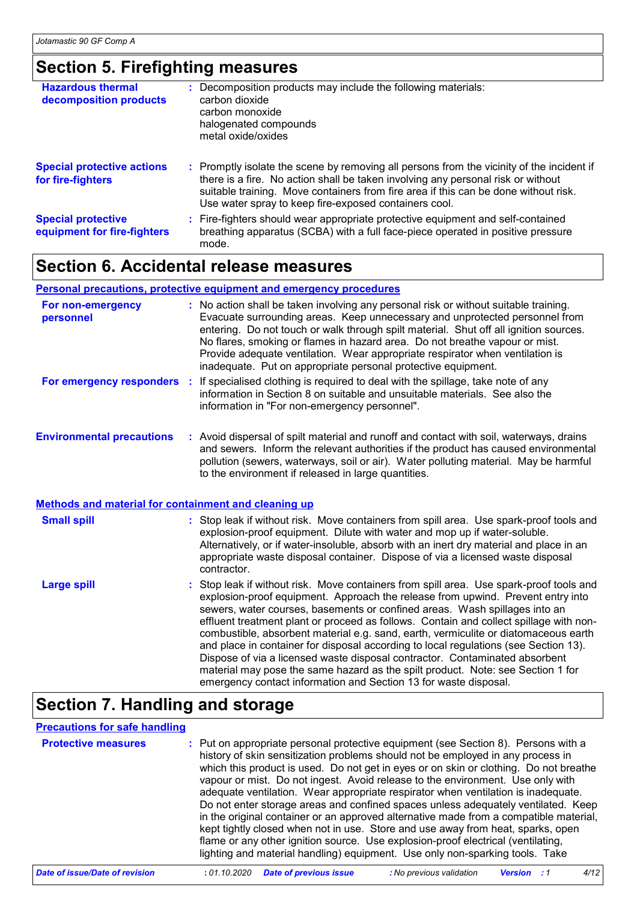## Section 5. Firefighting measures

**Hazardous thermal decomposition products** : Decomposition products may include the following materials:
carbon dioxide
carbon monoxide
halogenated compounds
metal oxide/oxides

**Special protective actions for fire-fighters** : Promptly isolate the scene by removing all persons from the vicinity of the incident if there is a fire. No action shall be taken involving any personal risk or without suitable training. Move containers from fire area if this can be done without risk. Use water spray to keep fire-exposed containers cool.

**Special protective equipment for fire-fighters** : Fire-fighters should wear appropriate protective equipment and self-contained breathing apparatus (SCBA) with a full face-piece operated in positive pressure mode.

## Section 6. Accidental release measures

### Personal precautions, protective equipment and emergency procedures

**For non-emergency personnel** : No action shall be taken involving any personal risk or without suitable training. Evacuate surrounding areas. Keep unnecessary and unprotected personnel from entering. Do not touch or walk through spilt material. Shut off all ignition sources. No flares, smoking or flames in hazard area. Do not breathe vapour or mist. Provide adequate ventilation. Wear appropriate respirator when ventilation is inadequate. Put on appropriate personal protective equipment.

**For emergency responders** : If specialised clothing is required to deal with the spillage, take note of any information in Section 8 on suitable and unsuitable materials. See also the information in "For non-emergency personnel".

**Environmental precautions** : Avoid dispersal of spilt material and runoff and contact with soil, waterways, drains and sewers. Inform the relevant authorities if the product has caused environmental pollution (sewers, waterways, soil or air). Water polluting material. May be harmful to the environment if released in large quantities.

### Methods and material for containment and cleaning up

**Small spill** : Stop leak if without risk. Move containers from spill area. Use spark-proof tools and explosion-proof equipment. Dilute with water and mop up if water-soluble. Alternatively, or if water-insoluble, absorb with an inert dry material and place in an appropriate waste disposal container. Dispose of via a licensed waste disposal contractor.

**Large spill** : Stop leak if without risk. Move containers from spill area. Use spark-proof tools and explosion-proof equipment. Approach the release from upwind. Prevent entry into sewers, water courses, basements or confined areas. Wash spillages into an effluent treatment plant or proceed as follows. Contain and collect spillage with non-combustible, absorbent material e.g. sand, earth, vermiculite or diatomaceous earth and place in container for disposal according to local regulations (see Section 13). Dispose of via a licensed waste disposal contractor. Contaminated absorbent material may pose the same hazard as the spilt product. Note: see Section 1 for emergency contact information and Section 13 for waste disposal.

## Section 7. Handling and storage

### Precautions for safe handling

**Protective measures** : Put on appropriate personal protective equipment (see Section 8). Persons with a history of skin sensitization problems should not be employed in any process in which this product is used. Do not get in eyes or on skin or clothing. Do not breathe vapour or mist. Do not ingest. Avoid release to the environment. Use only with adequate ventilation. Wear appropriate respirator when ventilation is inadequate. Do not enter storage areas and confined spaces unless adequately ventilated. Keep in the original container or an approved alternative made from a compatible material, kept tightly closed when not in use. Store and use away from heat, sparks, open flame or any other ignition source. Use explosion-proof electrical (ventilating, lighting and material handling) equipment. Use only non-sparking tools. Take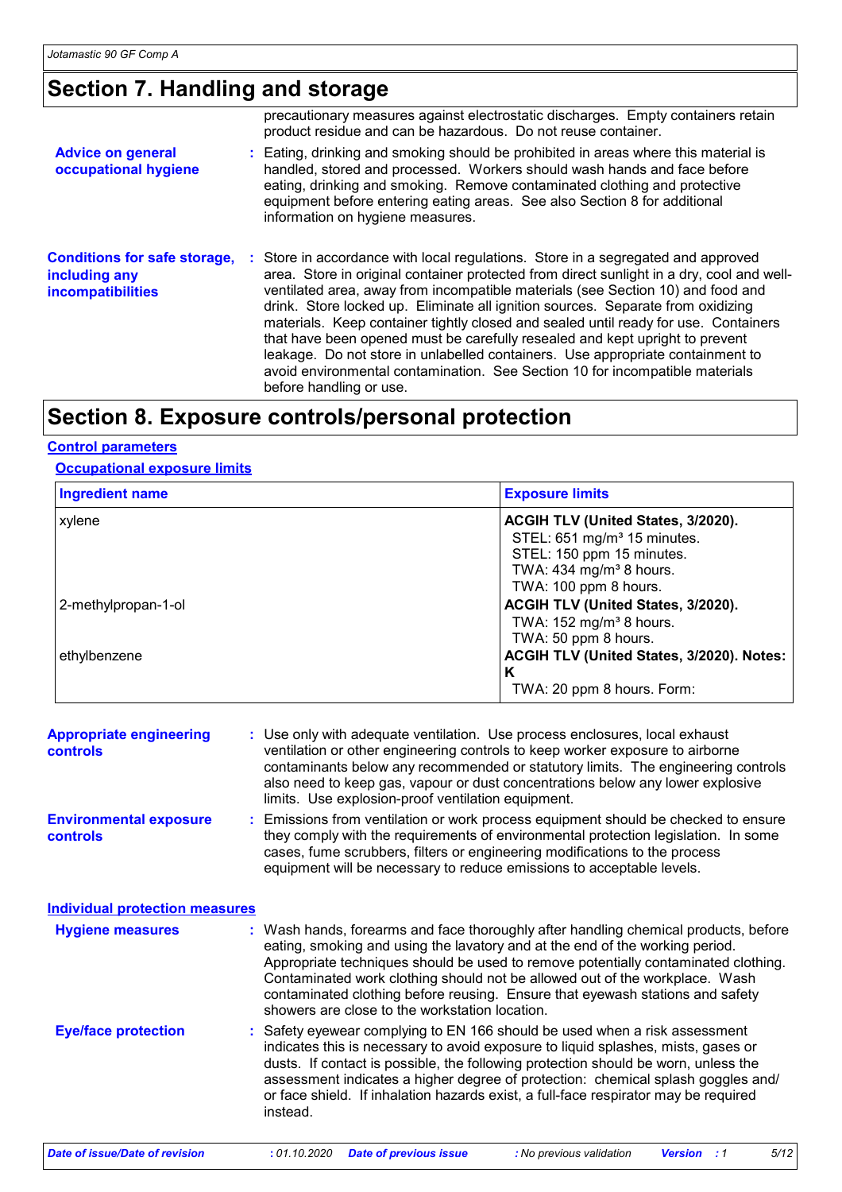## Section 7. Handling and storage

precautionary measures against electrostatic discharges. Empty containers retain product residue and can be hazardous. Do not reuse container.

**Advice on general occupational hygiene** : Eating, drinking and smoking should be prohibited in areas where this material is handled, stored and processed. Workers should wash hands and face before eating, drinking and smoking. Remove contaminated clothing and protective equipment before entering eating areas. See also Section 8 for additional information on hygiene measures.

**Conditions for safe storage, including any incompatibilities** : Store in accordance with local regulations. Store in a segregated and approved area. Store in original container protected from direct sunlight in a dry, cool and well-ventilated area, away from incompatible materials (see Section 10) and food and drink. Store locked up. Eliminate all ignition sources. Separate from oxidizing materials. Keep container tightly closed and sealed until ready for use. Containers that have been opened must be carefully resealed and kept upright to prevent leakage. Do not store in unlabelled containers. Use appropriate containment to avoid environmental contamination. See Section 10 for incompatible materials before handling or use.

## Section 8. Exposure controls/personal protection

### Control parameters

#### Occupational exposure limits

| Ingredient name | Exposure limits |
|---|---|
| xylene | **ACGIH TLV (United States, 3/2020).**<br>STEL: 651 mg/m³ 15 minutes.<br>STEL: 150 ppm 15 minutes.<br>TWA: 434 mg/m³ 8 hours.<br>TWA: 100 ppm 8 hours. |
| 2-methylpropan-1-ol | **ACGIH TLV (United States, 3/2020).**<br>TWA: 152 mg/m³ 8 hours.<br>TWA: 50 ppm 8 hours. |
| ethylbenzene | **ACGIH TLV (United States, 3/2020). Notes: K**<br>TWA: 20 ppm 8 hours. Form: |

**Appropriate engineering controls** : Use only with adequate ventilation. Use process enclosures, local exhaust ventilation or other engineering controls to keep worker exposure to airborne contaminants below any recommended or statutory limits. The engineering controls also need to keep gas, vapour or dust concentrations below any lower explosive limits. Use explosion-proof ventilation equipment.

**Environmental exposure controls** : Emissions from ventilation or work process equipment should be checked to ensure they comply with the requirements of environmental protection legislation. In some cases, fume scrubbers, filters or engineering modifications to the process equipment will be necessary to reduce emissions to acceptable levels.

### Individual protection measures

**Hygiene measures** : Wash hands, forearms and face thoroughly after handling chemical products, before eating, smoking and using the lavatory and at the end of the working period. Appropriate techniques should be used to remove potentially contaminated clothing. Contaminated work clothing should not be allowed out of the workplace. Wash contaminated clothing before reusing. Ensure that eyewash stations and safety showers are close to the workstation location.

**Eye/face protection** : Safety eyewear complying to EN 166 should be used when a risk assessment indicates this is necessary to avoid exposure to liquid splashes, mists, gases or dusts. If contact is possible, the following protection should be worn, unless the assessment indicates a higher degree of protection: chemical splash goggles and/ or face shield. If inhalation hazards exist, a full-face respirator may be required instead.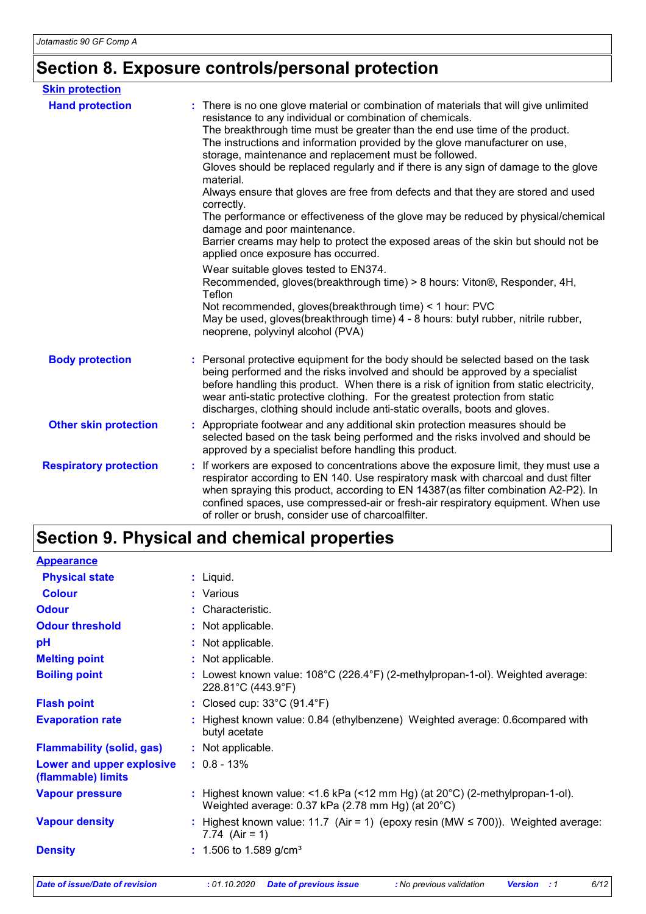# Section 8. Exposure controls/personal protection

**Skin protection**

| | |
|---|---|
| **Hand protection** | : There is no one glove material or combination of materials that will give unlimited resistance to any individual or combination of chemicals. The breakthrough time must be greater than the end use time of the product. The instructions and information provided by the glove manufacturer on use, storage, maintenance and replacement must be followed. Gloves should be replaced regularly and if there is any sign of damage to the glove material. Always ensure that gloves are free from defects and that they are stored and used correctly. The performance or effectiveness of the glove may be reduced by physical/chemical damage and poor maintenance. Barrier creams may help to protect the exposed areas of the skin but should not be applied once exposure has occurred. Wear suitable gloves tested to EN374. Recommended, gloves(breakthrough time) > 8 hours: Viton®, Responder, 4H, Teflon Not recommended, gloves(breakthrough time) < 1 hour: PVC May be used, gloves(breakthrough time) 4 - 8 hours: butyl rubber, nitrile rubber, neoprene, polyvinyl alcohol (PVA) |
| **Body protection** | : Personal protective equipment for the body should be selected based on the task being performed and the risks involved and should be approved by a specialist before handling this product. When there is a risk of ignition from static electricity, wear anti-static protective clothing. For the greatest protection from static discharges, clothing should include anti-static overalls, boots and gloves. |
| **Other skin protection** | : Appropriate footwear and any additional skin protection measures should be selected based on the task being performed and the risks involved and should be approved by a specialist before handling this product. |
| **Respiratory protection** | : If workers are exposed to concentrations above the exposure limit, they must use a respirator according to EN 140. Use respiratory mask with charcoal and dust filter when spraying this product, according to EN 14387(as filter combination A2-P2). In confined spaces, use compressed-air or fresh-air respiratory equipment. When use of roller or brush, consider use of charcoalfilter. |

# Section 9. Physical and chemical properties

**Appearance**

| | |
|---|---|
| **Physical state** | : Liquid. |
| **Colour** | : Various |
| **Odour** | : Characteristic. |
| **Odour threshold** | : Not applicable. |
| **pH** | : Not applicable. |
| **Melting point** | : Not applicable. |
| **Boiling point** | : Lowest known value: 108°C (226.4°F) (2-methylpropan-1-ol). Weighted average: 228.81°C (443.9°F) |
| **Flash point** | : Closed cup: 33°C (91.4°F) |
| **Evaporation rate** | : Highest known value: 0.84 (ethylbenzene) Weighted average: 0.6compared with butyl acetate |
| **Flammability (solid, gas)** | : Not applicable. |
| **Lower and upper explosive (flammable) limits** | : 0.8 - 13% |
| **Vapour pressure** | : Highest known value: <1.6 kPa (<12 mm Hg) (at 20°C) (2-methylpropan-1-ol). Weighted average: 0.37 kPa (2.78 mm Hg) (at 20°C) |
| **Vapour density** | : Highest known value: 11.7 (Air = 1) (epoxy resin (MW ≤ 700)). Weighted average: 7.74 (Air = 1) |
| **Density** | : 1.506 to 1.589 g/cm³ |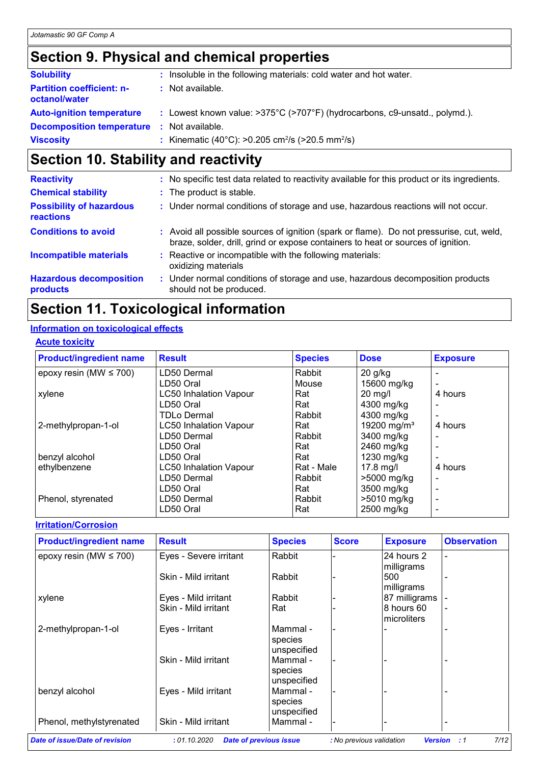## Section 9. Physical and chemical properties

| | |
|---|---|
| **Solubility** | : Insoluble in the following materials: cold water and hot water. |
| **Partition coefficient: n-octanol/water** | : Not available. |
| **Auto-ignition temperature** | : Lowest known value: >375°C (>707°F) (hydrocarbons, c9-unsatd., polymd.). |
| **Decomposition temperature** | : Not available. |
| **Viscosity** | : Kinematic (40°C): >0.205 $cm^2/s$ (>20.5 $mm^2/s$) |

## Section 10. Stability and reactivity

| | |
|---|---|
| **Reactivity** | : No specific test data related to reactivity available for this product or its ingredients. |
| **Chemical stability** | : The product is stable. |
| **Possibility of hazardous reactions** | : Under normal conditions of storage and use, hazardous reactions will not occur. |
| **Conditions to avoid** | : Avoid all possible sources of ignition (spark or flame). Do not pressurise, cut, weld, braze, solder, drill, grind or expose containers to heat or sources of ignition. |
| **Incompatible materials** | : Reactive or incompatible with the following materials: oxidizing materials |
| **Hazardous decomposition products** | : Under normal conditions of storage and use, hazardous decomposition products should not be produced. |

## Section 11. Toxicological information

### Information on toxicological effects

#### Acute toxicity

| Product/ingredient name | Result | Species | Dose | Exposure |
|---|---|---|---|---|
| epoxy resin (MW ≤ 700) | LD50 Dermal | Rabbit | 20 g/kg | - |
| | LD50 Oral | Mouse | 15600 mg/kg | - |
| xylene | LC50 Inhalation Vapour | Rat | 20 mg/l | 4 hours |
| | LD50 Oral | Rat | 4300 mg/kg | - |
| | TDLo Dermal | Rabbit | 4300 mg/kg | - |
| 2-methylpropan-1-ol | LC50 Inhalation Vapour | Rat | 19200 $mg/m^3$ | 4 hours |
| | LD50 Dermal | Rabbit | 3400 mg/kg | - |
| | LD50 Oral | Rat | 2460 mg/kg | - |
| benzyl alcohol | LD50 Oral | Rat | 1230 mg/kg | - |
| ethylbenzene | LC50 Inhalation Vapour | Rat - Male | 17.8 mg/l | 4 hours |
| | LD50 Dermal | Rabbit | >5000 mg/kg | - |
| | LD50 Oral | Rat | 3500 mg/kg | - |
| Phenol, styrenated | LD50 Dermal | Rabbit | >5010 mg/kg | - |
| | LD50 Oral | Rat | 2500 mg/kg | - |

#### Irritation/Corrosion

| Product/ingredient name | Result | Species | Score | Exposure | Observation |
|---|---|---|---|---|---|
| epoxy resin (MW ≤ 700) | Eyes - Severe irritant | Rabbit | - | 24 hours 2 milligrams | - |
| | Skin - Mild irritant | Rabbit | - | 500 milligrams | - |
| xylene | Eyes - Mild irritant | Rabbit | - | 87 milligrams | - |
| | Skin - Mild irritant | Rat | - | 8 hours 60 microliters | - |
| 2-methylpropan-1-ol | Eyes - Irritant | Mammal - species unspecified | - | - | - |
| | Skin - Mild irritant | Mammal - species unspecified | - | - | - |
| benzyl alcohol | Eyes - Mild irritant | Mammal - species unspecified | - | - | - |
| Phenol, methylstyrenated | Skin - Mild irritant | Mammal - | - | - | - |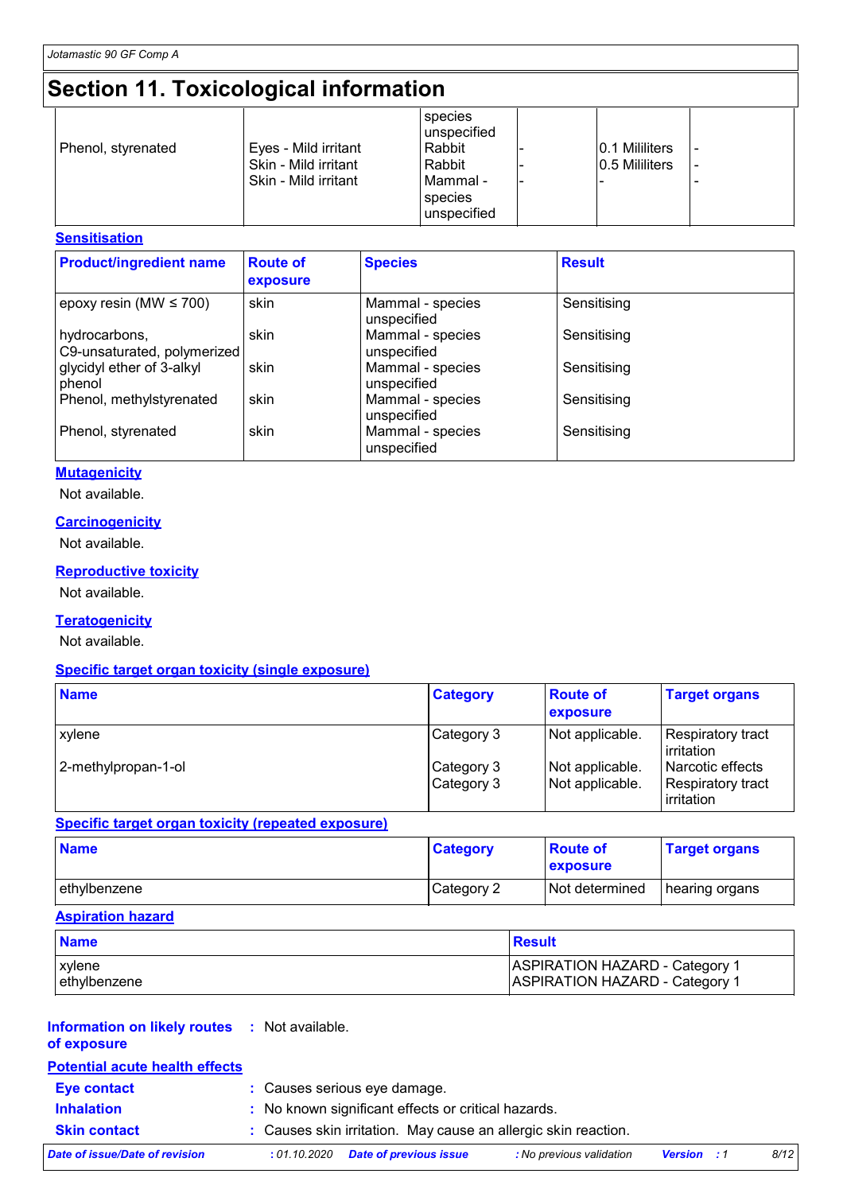# Section 11. Toxicological information

| | | | | | |
|---|---|---|---|---|---|
| Phenol, styrenated | Eyes - Mild irritant<br>Skin - Mild irritant<br>Skin - Mild irritant | species unspecified<br>Rabbit<br>Rabbit<br>Mammal - species unspecified | -<br>-<br>- | 0.1 Mililiters<br>0.5 Mililiters<br>- | -<br>-<br>- |

### Sensitisation

| Product/ingredient name | Route of exposure | Species | Result |
|---|---|---|---|
| epoxy resin (MW ≤ 700) | skin | Mammal - species unspecified | Sensitising |
| hydrocarbons, C9-unsaturated, polymerized | skin | Mammal - species unspecified | Sensitising |
| glycidyl ether of 3-alkyl phenol | skin | Mammal - species unspecified | Sensitising |
| Phenol, methylstyrenated | skin | Mammal - species unspecified | Sensitising |
| Phenol, styrenated | skin | Mammal - species unspecified | Sensitising |

### Mutagenicity

Not available.

### Carcinogenicity

Not available.

### Reproductive toxicity

Not available.

### Teratogenicity

Not available.

### Specific target organ toxicity (single exposure)

| Name | Category | Route of exposure | Target organs |
|---|---|---|---|
| xylene | Category 3 | Not applicable. | Respiratory tract irritation |
| 2-methylpropan-1-ol | Category 3 | Not applicable. | Narcotic effects |
| | Category 3 | Not applicable. | Respiratory tract irritation |

### Specific target organ toxicity (repeated exposure)

| Name | Category | Route of exposure | Target organs |
|---|---|---|---|
| ethylbenzene | Category 2 | Not determined | hearing organs |

### Aspiration hazard

| Name | Result |
|---|---|
| xylene | ASPIRATION HAZARD - Category 1 |
| ethylbenzene | ASPIRATION HAZARD - Category 1 |

**Information on likely routes of exposure** : Not available.

### Potential acute health effects

**Eye contact** : Causes serious eye damage.

**Inhalation** : No known significant effects or critical hazards.

**Skin contact** : Causes skin irritation. May cause an allergic skin reaction.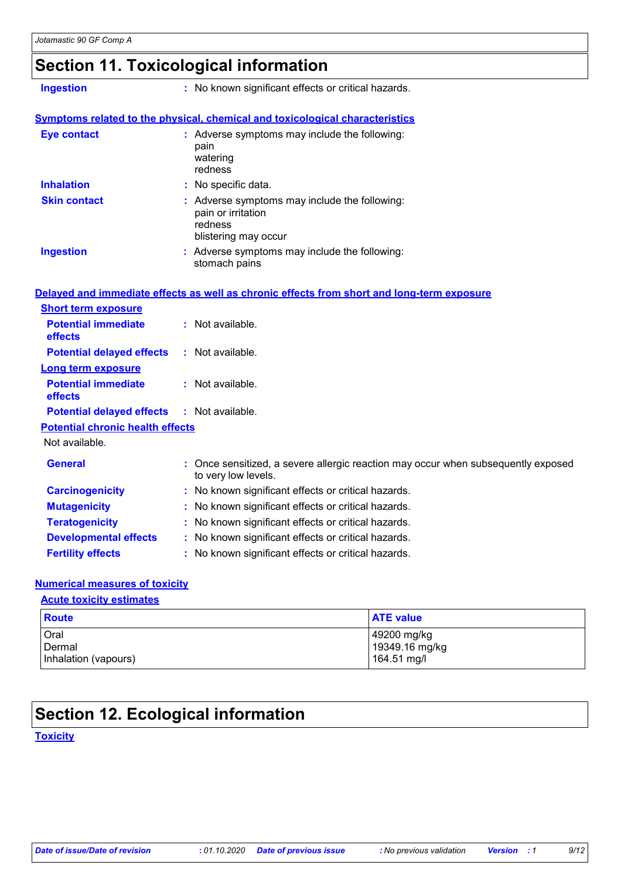## Section 11. Toxicological information

**Ingestion** : No known significant effects or critical hazards.

**Symptoms related to the physical, chemical and toxicological characteristics**

**Eye contact** : Adverse symptoms may include the following:
pain
watering
redness

**Inhalation** : No specific data.

**Skin contact** : Adverse symptoms may include the following:
pain or irritation
redness
blistering may occur

**Ingestion** : Adverse symptoms may include the following:
stomach pains

**Delayed and immediate effects as well as chronic effects from short and long-term exposure**

**Short term exposure**

**Potential immediate effects** : Not available.

**Potential delayed effects** : Not available.

**Long term exposure**

**Potential immediate effects** : Not available.

**Potential delayed effects** : Not available.

**Potential chronic health effects**

Not available.

**General** : Once sensitized, a severe allergic reaction may occur when subsequently exposed to very low levels.

**Carcinogenicity** : No known significant effects or critical hazards.

**Mutagenicity** : No known significant effects or critical hazards.

**Teratogenicity** : No known significant effects or critical hazards.

**Developmental effects** : No known significant effects or critical hazards.

**Fertility effects** : No known significant effects or critical hazards.

**Numerical measures of toxicity**

**Acute toxicity estimates**

| Route | ATE value |
|---|---|
| Oral | 49200 mg/kg |
| Dermal | 19349.16 mg/kg |
| Inhalation (vapours) | 164.51 mg/l |

## Section 12. Ecological information

**Toxicity**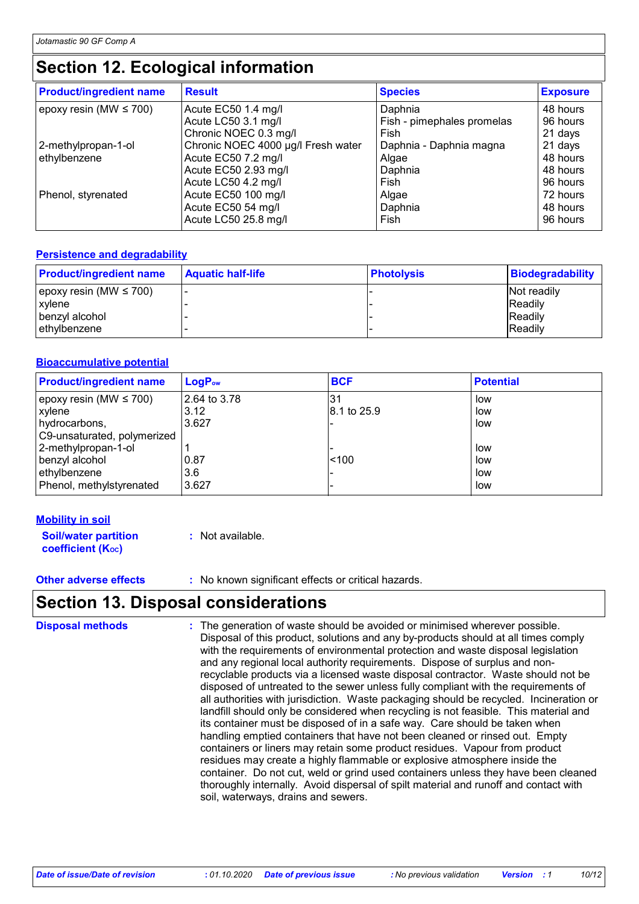# Section 12. Ecological information

| Product/ingredient name | Result | Species | Exposure |
|---|---|---|---|
| epoxy resin (MW ≤ 700) | Acute EC50 1.4 mg/l | Daphnia | 48 hours |
| | Acute LC50 3.1 mg/l | Fish - pimephales promelas | 96 hours |
| | Chronic NOEC 0.3 mg/l | Fish | 21 days |
| 2-methylpropan-1-ol | Chronic NOEC 4000 µg/l Fresh water | Daphnia - Daphnia magna | 21 days |
| ethylbenzene | Acute EC50 7.2 mg/l | Algae | 48 hours |
| | Acute EC50 2.93 mg/l | Daphnia | 48 hours |
| | Acute LC50 4.2 mg/l | Fish | 96 hours |
| Phenol, styrenated | Acute EC50 100 mg/l | Algae | 72 hours |
| | Acute EC50 54 mg/l | Daphnia | 48 hours |
| | Acute LC50 25.8 mg/l | Fish | 96 hours |

### Persistence and degradability

| Product/ingredient name | Aquatic half-life | Photolysis | Biodegradability |
|---|---|---|---|
| epoxy resin (MW ≤ 700) | - | - | Not readily |
| xylene | - | - | Readily |
| benzyl alcohol | - | - | Readily |
| ethylbenzene | - | - | Readily |

### Bioaccumulative potential

| Product/ingredient name | $LogP_{ow}$ | BCF | Potential |
|---|---|---|---|
| epoxy resin (MW ≤ 700) | 2.64 to 3.78 | 31 | low |
| xylene | 3.12 | 8.1 to 25.9 | low |
| hydrocarbons, C9-unsaturated, polymerized | 3.627 | - | low |
| 2-methylpropan-1-ol | 1 | - | low |
| benzyl alcohol | 0.87 | <100 | low |
| ethylbenzene | 3.6 | - | low |
| Phenol, methylstyrenated | 3.627 | - | low |

### Mobility in soil

**Soil/water partition coefficient ($K_{OC}$)** : Not available.

**Other adverse effects** : No known significant effects or critical hazards.

# Section 13. Disposal considerations

**Disposal methods** : The generation of waste should be avoided or minimised wherever possible. Disposal of this product, solutions and any by-products should at all times comply with the requirements of environmental protection and waste disposal legislation and any regional local authority requirements. Dispose of surplus and non-recyclable products via a licensed waste disposal contractor. Waste should not be disposed of untreated to the sewer unless fully compliant with the requirements of all authorities with jurisdiction. Waste packaging should be recycled. Incineration or landfill should only be considered when recycling is not feasible. This material and its container must be disposed of in a safe way. Care should be taken when handling emptied containers that have not been cleaned or rinsed out. Empty containers or liners may retain some product residues. Vapour from product residues may create a highly flammable or explosive atmosphere inside the container. Do not cut, weld or grind used containers unless they have been cleaned thoroughly internally. Avoid dispersal of spilt material and runoff and contact with soil, waterways, drains and sewers.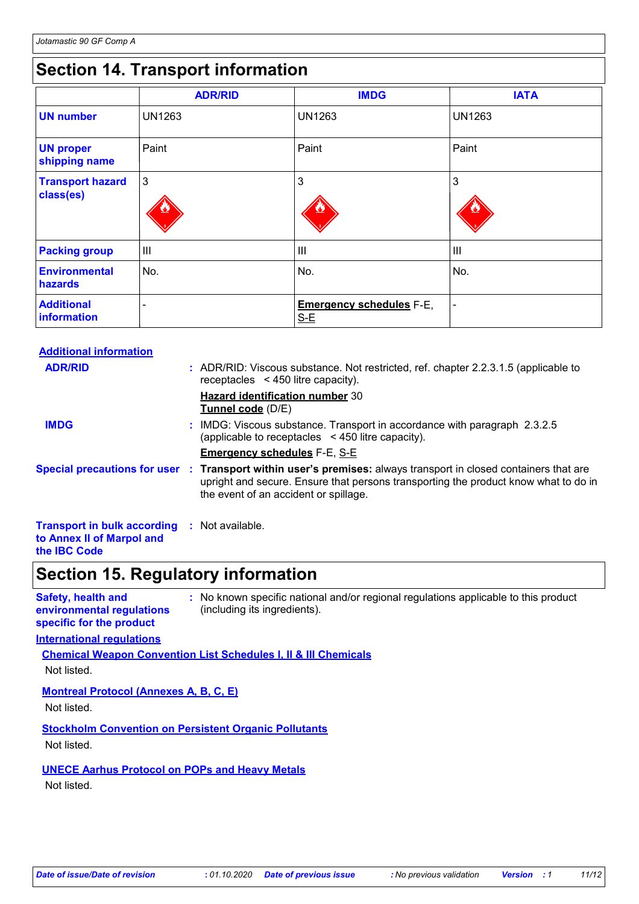## Section 14. Transport information

| | ADR/RID | IMDG | IATA |
|---|---|---|---|
| **UN number** | UN1263 | UN1263 | UN1263 |
| **UN proper shipping name** | Paint | Paint | Paint |
| **Transport hazard class(es)** | 3 | 3 | 3 |
| **Packing group** | III | III | III |
| **Environmental hazards** | No. | No. | No. |
| **Additional information** | - | **Emergency schedules** F-E, S-E | - |

**Additional information**

**ADR/RID** : ADR/RID: Viscous substance. Not restricted, ref. chapter 2.2.3.1.5 (applicable to receptacles < 450 litre capacity).

**Hazard identification number** 30
**Tunnel code** (D/E)

**IMDG** : IMDG: Viscous substance. Transport in accordance with paragraph 2.3.2.5 (applicable to receptacles < 450 litre capacity).

**Emergency schedules** F-E, S-E

**Special precautions for user** : **Transport within user's premises:** always transport in closed containers that are upright and secure. Ensure that persons transporting the product know what to do in the event of an accident or spillage.

**Transport in bulk according to Annex II of Marpol and the IBC Code** : Not available.

## Section 15. Regulatory information

**Safety, health and environmental regulations specific for the product** : No known specific national and/or regional regulations applicable to this product (including its ingredients).

**International regulations**

**Chemical Weapon Convention List Schedules I, II & III Chemicals**

Not listed.

**Montreal Protocol (Annexes A, B, C, E)**

Not listed.

**Stockholm Convention on Persistent Organic Pollutants**

Not listed.

**UNECE Aarhus Protocol on POPs and Heavy Metals**

Not listed.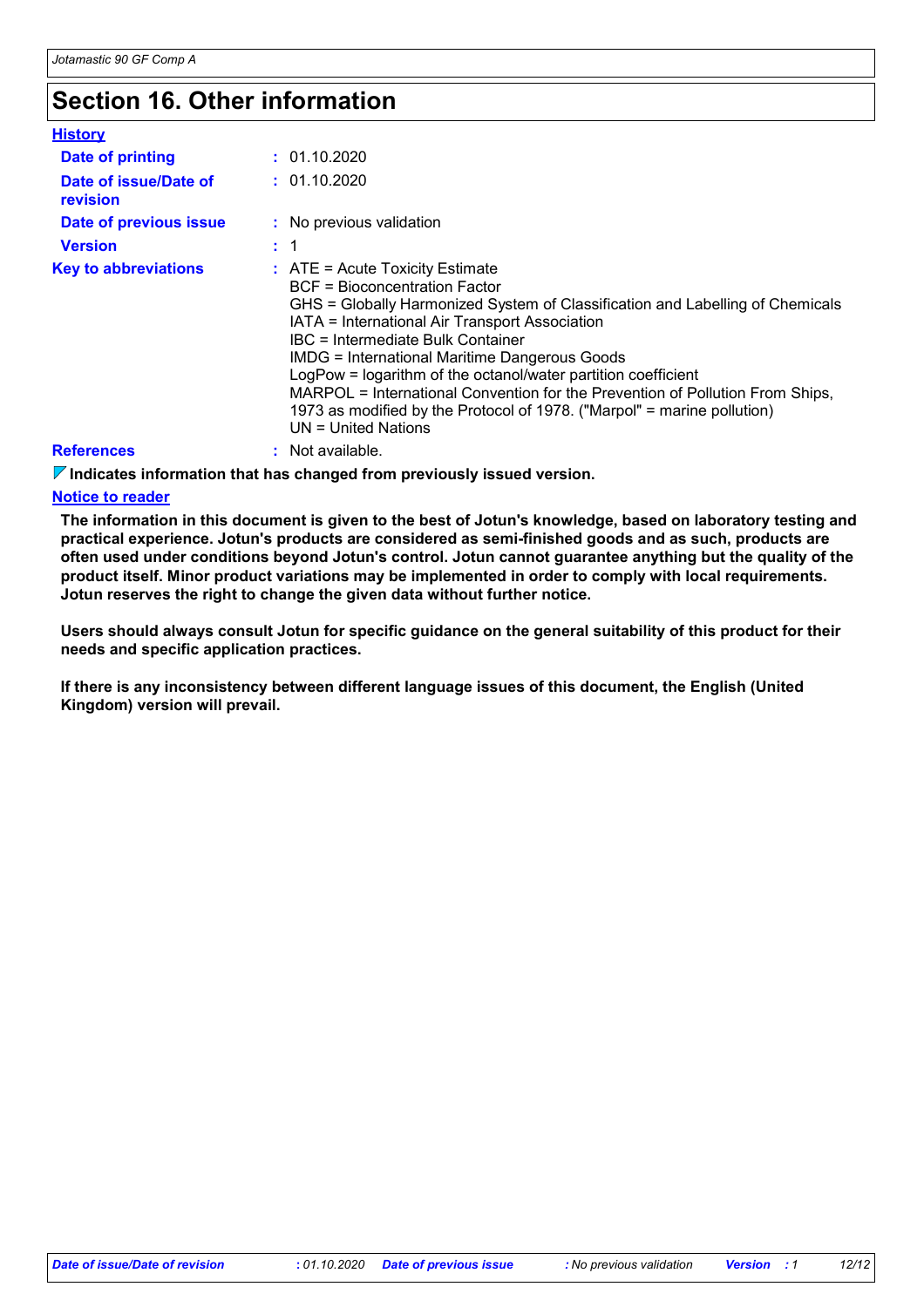## Section 16. Other information

**History**

**Date of printing** : 01.10.2020

**Date of issue/Date of revision** : 01.10.2020

**Date of previous issue** : No previous validation

**Version** : 1

**Key to abbreviations** : ATE = Acute Toxicity Estimate
BCF = Bioconcentration Factor
GHS = Globally Harmonized System of Classification and Labelling of Chemicals
IATA = International Air Transport Association
IBC = Intermediate Bulk Container
IMDG = International Maritime Dangerous Goods
LogPow = logarithm of the octanol/water partition coefficient
MARPOL = International Convention for the Prevention of Pollution From Ships, 1973 as modified by the Protocol of 1978. ("Marpol" = marine pollution)
UN = United Nations

**References** : Not available.

**Indicates information that has changed from previously issued version.**

**Notice to reader**

**The information in this document is given to the best of Jotun's knowledge, based on laboratory testing and practical experience. Jotun's products are considered as semi-finished goods and as such, products are often used under conditions beyond Jotun's control. Jotun cannot guarantee anything but the quality of the product itself. Minor product variations may be implemented in order to comply with local requirements. Jotun reserves the right to change the given data without further notice.**

**Users should always consult Jotun for specific guidance on the general suitability of this product for their needs and specific application practices.**

**If there is any inconsistency between different language issues of this document, the English (United Kingdom) version will prevail.**